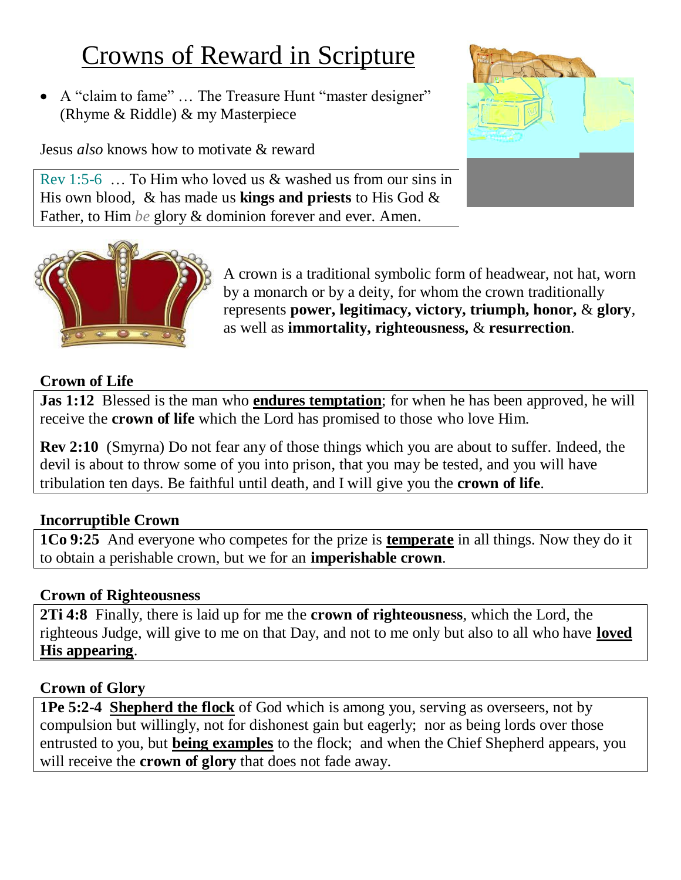# Crowns of Reward in Scripture

- A "claim to fame" … The Treasure Hunt "master designer" (Rhyme & Riddle) & my Masterpiece

Jesus *also* knows how to motivate & reward

Rev 1:5-6 … To Him who loved us & washed us from our sins in His own blood, & has made us **kings and priests** to His God & Father, to Him *be* glory & dominion forever and ever. Amen.

A crown is a traditional symbolic form of headwear, not hat, worn by a monarch or by a deity, for whom the crown traditionally represents **power, legitimacy, victory, triumph, honor,** & **glory**, as well as **immortality, righteousness,** & **resurrection**.

**Crown of Life**

**Jas 1:12** Blessed is the man who <u>**endures temptation**</u>; for when he has been approved, he will receive the **crown of life** which the Lord has promised to those who love Him.

**Rev 2:10** (Smyrna) Do not fear any of those things which you are about to suffer. Indeed, the devil is about to throw some of you into prison, that you may be tested, and you will have tribulation ten days. Be faithful until death, and I will give you the **crown of life**.

**Incorruptible Crown**

**1Co 9:25** And everyone who competes for the prize is <u>**temperate**</u> in all things. Now they do it to obtain a perishable crown, but we for an **imperishable crown**.

**Crown of Righteousness**

**2Ti 4:8** Finally, there is laid up for me the **crown of righteousness**, which the Lord, the righteous Judge, will give to me on that Day, and not to me only but also to all who have <u>**loved His appearing**</u>.

**Crown of Glory**

**1Pe 5:2-4** <u>**Shepherd the flock**</u> of God which is among you, serving as overseers, not by compulsion but willingly, not for dishonest gain but eagerly; nor as being lords over those entrusted to you, but <u>**being examples**</u> to the flock; and when the Chief Shepherd appears, you will receive the **crown of glory** that does not fade away.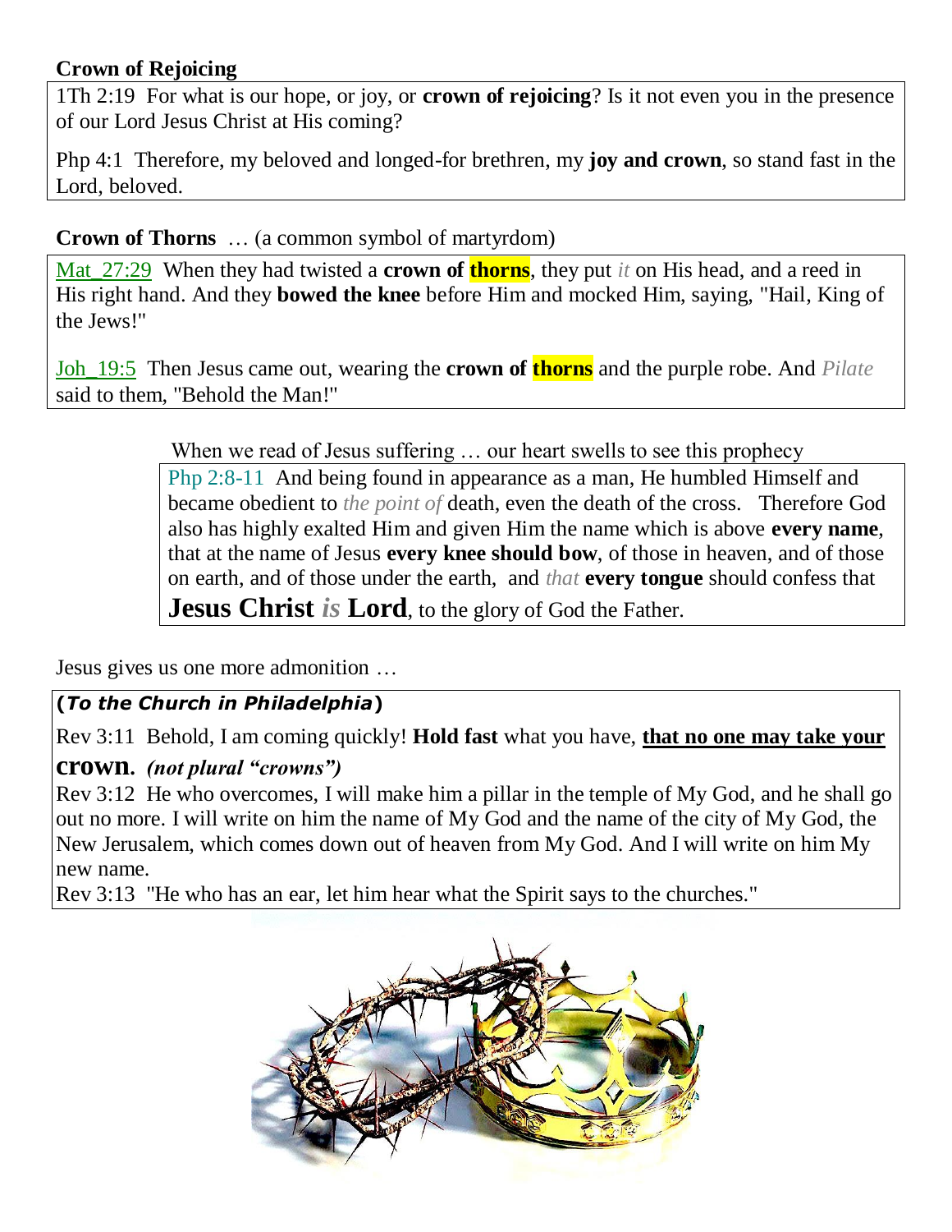**Crown of Rejoicing**

1Th 2:19 For what is our hope, or joy, or **crown of rejoicing**? Is it not even you in the presence of our Lord Jesus Christ at His coming?

Php 4:1 Therefore, my beloved and longed-for brethren, my **joy and crown**, so stand fast in the Lord, beloved.

**Crown of Thorns** … (a common symbol of martyrdom)

Mat_27:29 When they had twisted a **crown of thorns**, they put *it* on His head, and a reed in His right hand. And they **bowed the knee** before Him and mocked Him, saying, "Hail, King of the Jews!"

Joh_19:5 Then Jesus came out, wearing the **crown of thorns** and the purple robe. And *Pilate* said to them, "Behold the Man!"

When we read of Jesus suffering … our heart swells to see this prophecy

Php 2:8-11 And being found in appearance as a man, He humbled Himself and became obedient to *the point of* death, even the death of the cross. Therefore God also has highly exalted Him and given Him the name which is above **every name**, that at the name of Jesus **every knee should bow**, of those in heaven, and of those on earth, and of those under the earth, and *that* **every tongue** should confess that **Jesus Christ *is* Lord**, to the glory of God the Father.

Jesus gives us one more admonition …

**(*To the Church in Philadelphia*)**

Rev 3:11 Behold, I am coming quickly! **Hold fast** what you have, **that no one may take your crown**. ***(not plural "crowns")***

Rev 3:12 He who overcomes, I will make him a pillar in the temple of My God, and he shall go out no more. I will write on him the name of My God and the name of the city of My God, the New Jerusalem, which comes down out of heaven from My God. And I will write on him My new name.

Rev 3:13 "He who has an ear, let him hear what the Spirit says to the churches."